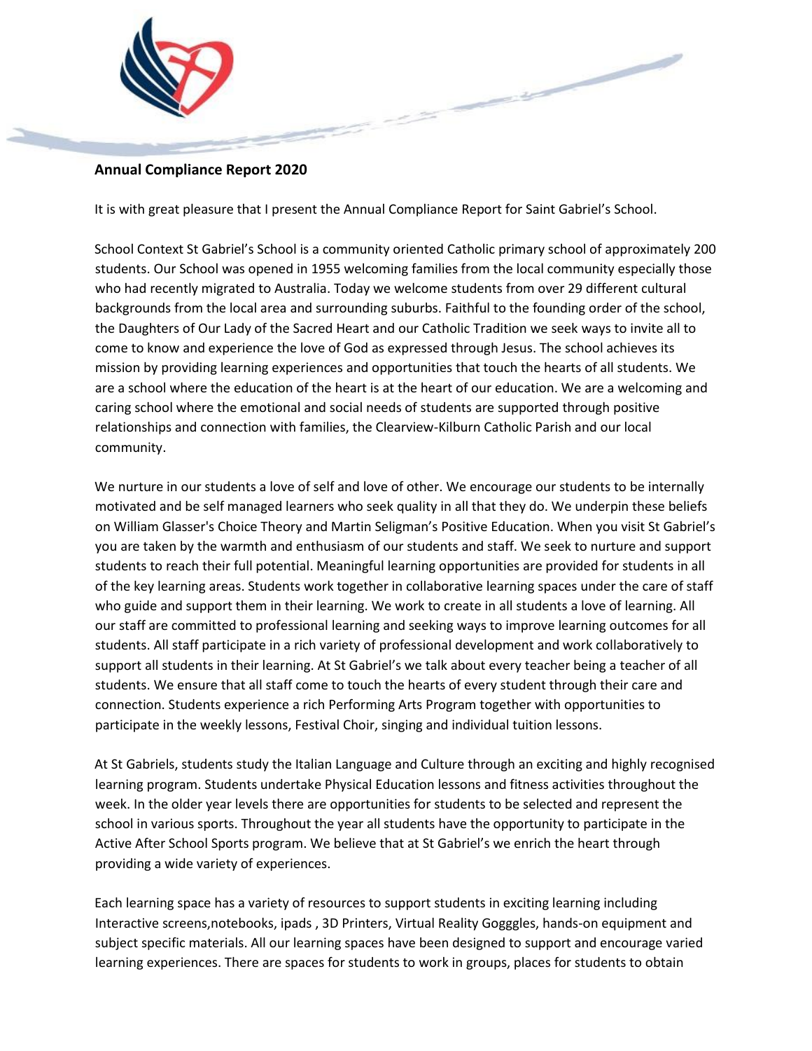**Annual Compliance Report 2020**

It is with great pleasure that I present the Annual Compliance Report for Saint Gabriel's School.

School Context St Gabriel's School is a community oriented Catholic primary school of approximately 200 students. Our School was opened in 1955 welcoming families from the local community especially those who had recently migrated to Australia. Today we welcome students from over 29 different cultural backgrounds from the local area and surrounding suburbs. Faithful to the founding order of the school, the Daughters of Our Lady of the Sacred Heart and our Catholic Tradition we seek ways to invite all to come to know and experience the love of God as expressed through Jesus. The school achieves its mission by providing learning experiences and opportunities that touch the hearts of all students. We are a school where the education of the heart is at the heart of our education. We are a welcoming and caring school where the emotional and social needs of students are supported through positive relationships and connection with families, the Clearview-Kilburn Catholic Parish and our local community.

We nurture in our students a love of self and love of other. We encourage our students to be internally motivated and be self managed learners who seek quality in all that they do. We underpin these beliefs on William Glasser's Choice Theory and Martin Seligman's Positive Education. When you visit St Gabriel's you are taken by the warmth and enthusiasm of our students and staff. We seek to nurture and support students to reach their full potential. Meaningful learning opportunities are provided for students in all of the key learning areas. Students work together in collaborative learning spaces under the care of staff who guide and support them in their learning. We work to create in all students a love of learning. All our staff are committed to professional learning and seeking ways to improve learning outcomes for all students. All staff participate in a rich variety of professional development and work collaboratively to support all students in their learning. At St Gabriel's we talk about every teacher being a teacher of all students. We ensure that all staff come to touch the hearts of every student through their care and connection. Students experience a rich Performing Arts Program together with opportunities to participate in the weekly lessons, Festival Choir, singing and individual tuition lessons.

At St Gabriels, students study the Italian Language and Culture through an exciting and highly recognised learning program. Students undertake Physical Education lessons and fitness activities throughout the week. In the older year levels there are opportunities for students to be selected and represent the school in various sports. Throughout the year all students have the opportunity to participate in the Active After School Sports program. We believe that at St Gabriel's we enrich the heart through providing a wide variety of experiences.

Each learning space has a variety of resources to support students in exciting learning including Interactive screens,notebooks, ipads , 3D Printers, Virtual Reality Gogggles, hands-on equipment and subject specific materials. All our learning spaces have been designed to support and encourage varied learning experiences. There are spaces for students to work in groups, places for students to obtain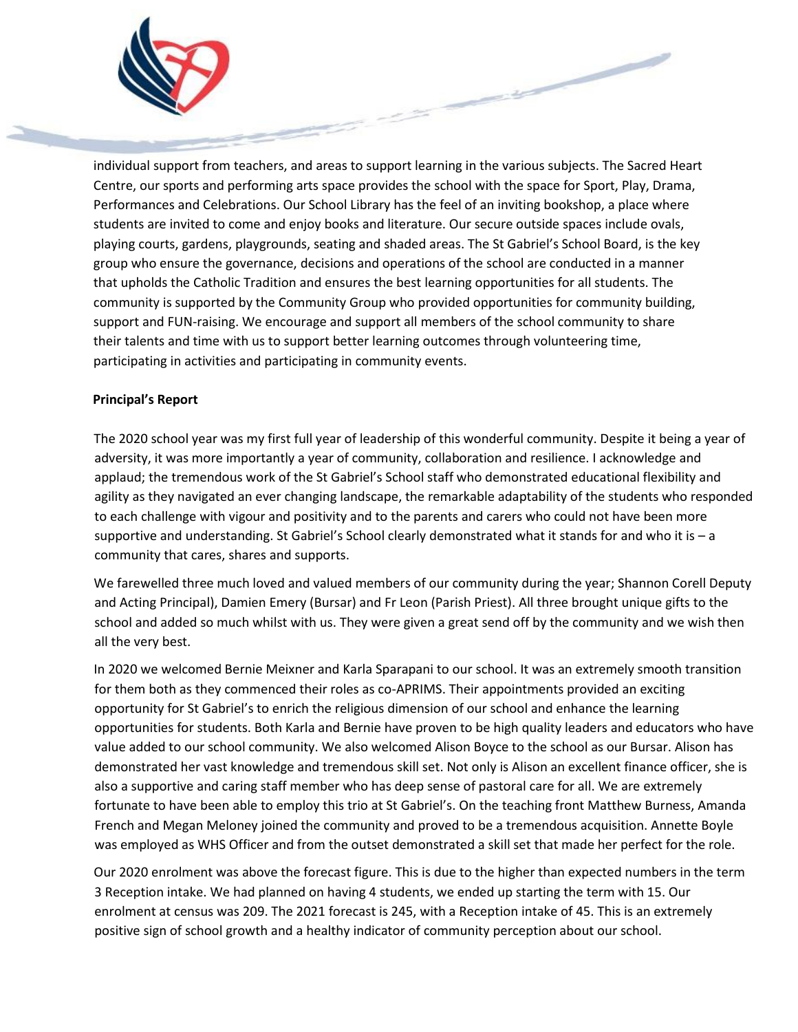individual support from teachers, and areas to support learning in the various subjects. The Sacred Heart Centre, our sports and performing arts space provides the school with the space for Sport, Play, Drama, Performances and Celebrations. Our School Library has the feel of an inviting bookshop, a place where students are invited to come and enjoy books and literature. Our secure outside spaces include ovals, playing courts, gardens, playgrounds, seating and shaded areas. The St Gabriel's School Board, is the key group who ensure the governance, decisions and operations of the school are conducted in a manner that upholds the Catholic Tradition and ensures the best learning opportunities for all students. The community is supported by the Community Group who provided opportunities for community building, support and FUN-raising. We encourage and support all members of the school community to share their talents and time with us to support better learning outcomes through volunteering time, participating in activities and participating in community events.

**Principal's Report**

The 2020 school year was my first full year of leadership of this wonderful community. Despite it being a year of adversity, it was more importantly a year of community, collaboration and resilience. I acknowledge and applaud; the tremendous work of the St Gabriel's School staff who demonstrated educational flexibility and agility as they navigated an ever changing landscape, the remarkable adaptability of the students who responded to each challenge with vigour and positivity and to the parents and carers who could not have been more supportive and understanding. St Gabriel's School clearly demonstrated what it stands for and who it is – a community that cares, shares and supports.

We farewelled three much loved and valued members of our community during the year; Shannon Corell Deputy and Acting Principal), Damien Emery (Bursar) and Fr Leon (Parish Priest). All three brought unique gifts to the school and added so much whilst with us. They were given a great send off by the community and we wish then all the very best.

In 2020 we welcomed Bernie Meixner and Karla Sparapani to our school. It was an extremely smooth transition for them both as they commenced their roles as co-APRIMS. Their appointments provided an exciting opportunity for St Gabriel's to enrich the religious dimension of our school and enhance the learning opportunities for students. Both Karla and Bernie have proven to be high quality leaders and educators who have value added to our school community. We also welcomed Alison Boyce to the school as our Bursar. Alison has demonstrated her vast knowledge and tremendous skill set. Not only is Alison an excellent finance officer, she is also a supportive and caring staff member who has deep sense of pastoral care for all. We are extremely fortunate to have been able to employ this trio at St Gabriel's. On the teaching front Matthew Burness, Amanda French and Megan Meloney joined the community and proved to be a tremendous acquisition. Annette Boyle was employed as WHS Officer and from the outset demonstrated a skill set that made her perfect for the role.

Our 2020 enrolment was above the forecast figure. This is due to the higher than expected numbers in the term 3 Reception intake. We had planned on having 4 students, we ended up starting the term with 15. Our enrolment at census was 209. The 2021 forecast is 245, with a Reception intake of 45. This is an extremely positive sign of school growth and a healthy indicator of community perception about our school.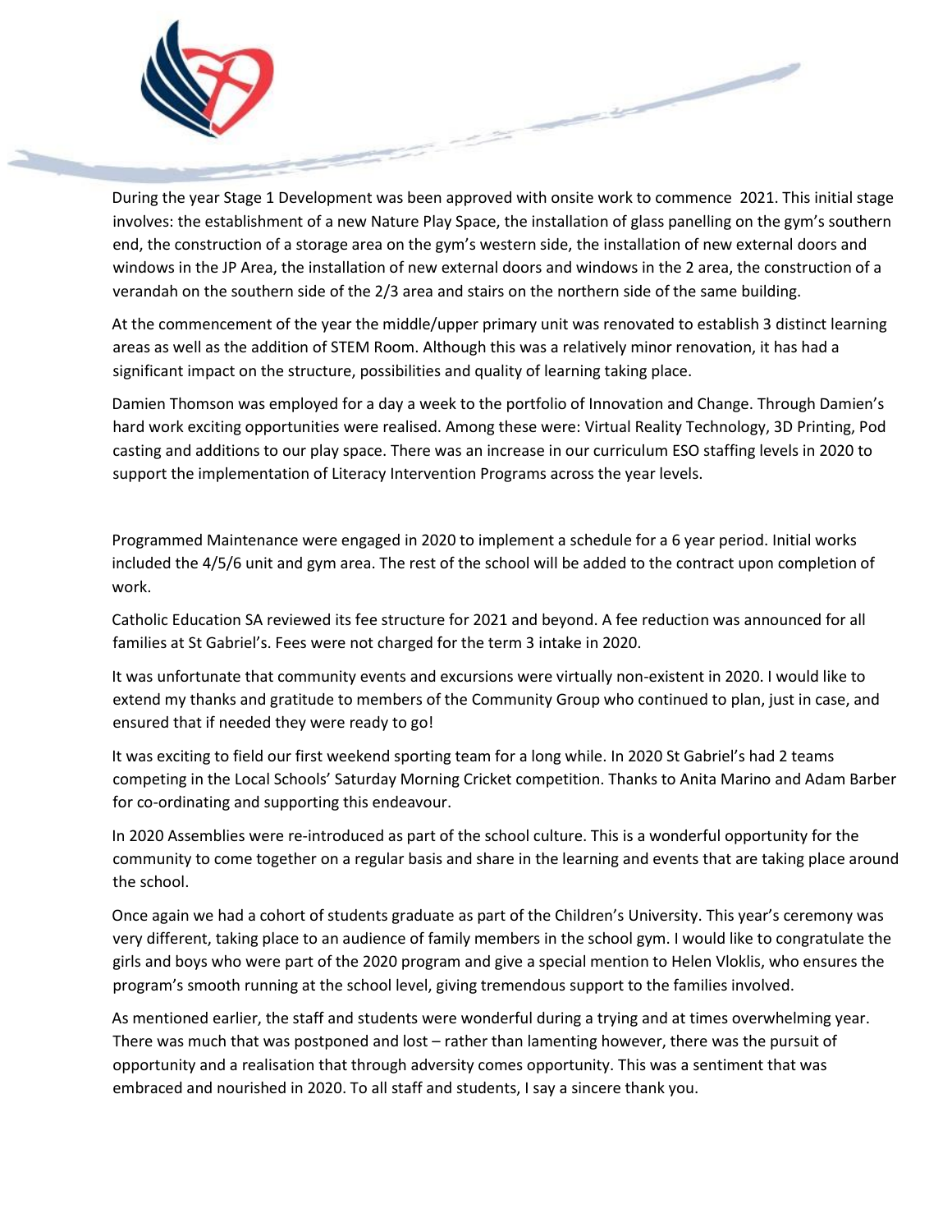During the year Stage 1 Development was been approved with onsite work to commence 2021. This initial stage involves: the establishment of a new Nature Play Space, the installation of glass panelling on the gym's southern end, the construction of a storage area on the gym's western side, the installation of new external doors and windows in the JP Area, the installation of new external doors and windows in the 2 area, the construction of a verandah on the southern side of the 2/3 area and stairs on the northern side of the same building.

At the commencement of the year the middle/upper primary unit was renovated to establish 3 distinct learning areas as well as the addition of STEM Room. Although this was a relatively minor renovation, it has had a significant impact on the structure, possibilities and quality of learning taking place.

Damien Thomson was employed for a day a week to the portfolio of Innovation and Change. Through Damien's hard work exciting opportunities were realised. Among these were: Virtual Reality Technology, 3D Printing, Pod casting and additions to our play space. There was an increase in our curriculum ESO staffing levels in 2020 to support the implementation of Literacy Intervention Programs across the year levels.

Programmed Maintenance were engaged in 2020 to implement a schedule for a 6 year period. Initial works included the 4/5/6 unit and gym area. The rest of the school will be added to the contract upon completion of work.

Catholic Education SA reviewed its fee structure for 2021 and beyond. A fee reduction was announced for all families at St Gabriel's. Fees were not charged for the term 3 intake in 2020.

It was unfortunate that community events and excursions were virtually non-existent in 2020. I would like to extend my thanks and gratitude to members of the Community Group who continued to plan, just in case, and ensured that if needed they were ready to go!

It was exciting to field our first weekend sporting team for a long while. In 2020 St Gabriel's had 2 teams competing in the Local Schools' Saturday Morning Cricket competition. Thanks to Anita Marino and Adam Barber for co-ordinating and supporting this endeavour.

In 2020 Assemblies were re-introduced as part of the school culture. This is a wonderful opportunity for the community to come together on a regular basis and share in the learning and events that are taking place around the school.

Once again we had a cohort of students graduate as part of the Children's University. This year's ceremony was very different, taking place to an audience of family members in the school gym. I would like to congratulate the girls and boys who were part of the 2020 program and give a special mention to Helen Vloklis, who ensures the program's smooth running at the school level, giving tremendous support to the families involved.

As mentioned earlier, the staff and students were wonderful during a trying and at times overwhelming year. There was much that was postponed and lost – rather than lamenting however, there was the pursuit of opportunity and a realisation that through adversity comes opportunity. This was a sentiment that was embraced and nourished in 2020. To all staff and students, I say a sincere thank you.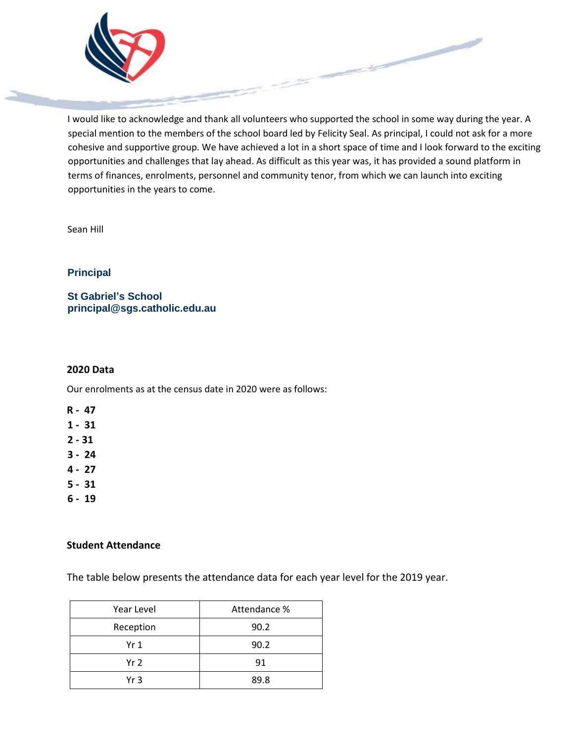I would like to acknowledge and thank all volunteers who supported the school in some way during the year. A special mention to the members of the school board led by Felicity Seal. As principal, I could not ask for a more cohesive and supportive group. We have achieved a lot in a short space of time and I look forward to the exciting opportunities and challenges that lay ahead. As difficult as this year was, it has provided a sound platform in terms of finances, enrolments, personnel and community tenor, from which we can launch into exciting opportunities in the years to come.

Sean Hill

**Principal**

**St Gabriel's School**
**principal@sgs.catholic.edu.au**

### 2020 Data

Our enrolments as at the census date in 2020 were as follows:

**R - 47**
**1 - 31**
**2 - 31**
**3 - 24**
**4 - 27**
**5 - 31**
**6 - 19**

### Student Attendance

The table below presents the attendance data for each year level for the 2019 year.

| Year Level | Attendance % |
|---|---|
| Reception | 90.2 |
| Yr 1 | 90.2 |
| Yr 2 | 91 |
| Yr 3 | 89.8 |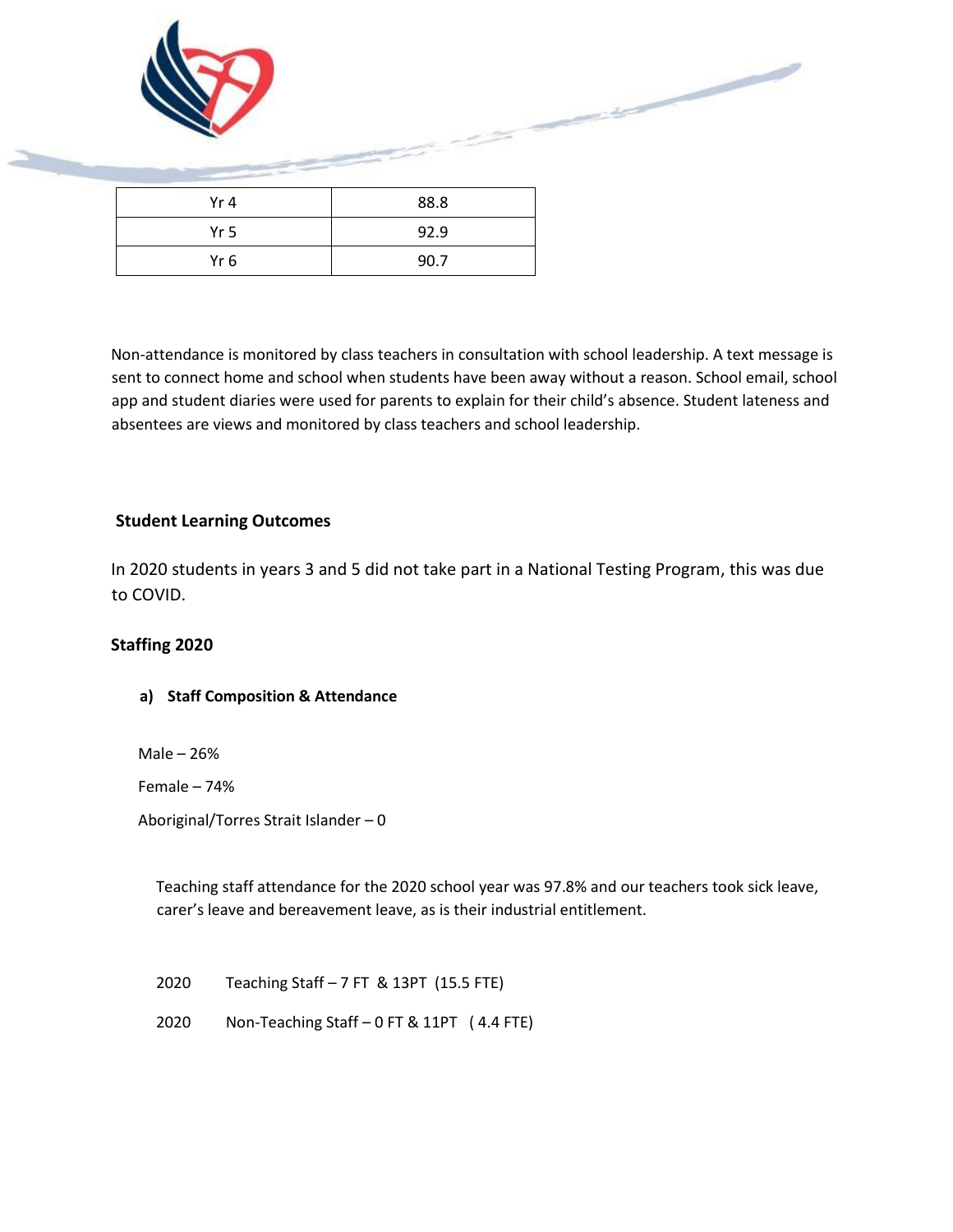| Yr 4 | 88.8 |
| --- | --- |
| Yr 5 | 92.9 |
| Yr 6 | 90.7 |

Non-attendance is monitored by class teachers in consultation with school leadership. A text message is sent to connect home and school when students have been away without a reason. School email, school app and student diaries were used for parents to explain for their child's absence. Student lateness and absentees are views and monitored by class teachers and school leadership.

## Student Learning Outcomes

In 2020 students in years 3 and 5 did not take part in a National Testing Program, this was due to COVID.

## Staffing 2020

### a) Staff Composition & Attendance

Male – 26%

Female – 74%

Aboriginal/Torres Strait Islander – 0

Teaching staff attendance for the 2020 school year was 97.8% and our teachers took sick leave, carer's leave and bereavement leave, as is their industrial entitlement.

2020 Teaching Staff – 7 FT & 13PT (15.5 FTE)

2020 Non-Teaching Staff – 0 FT & 11PT (4.4 FTE)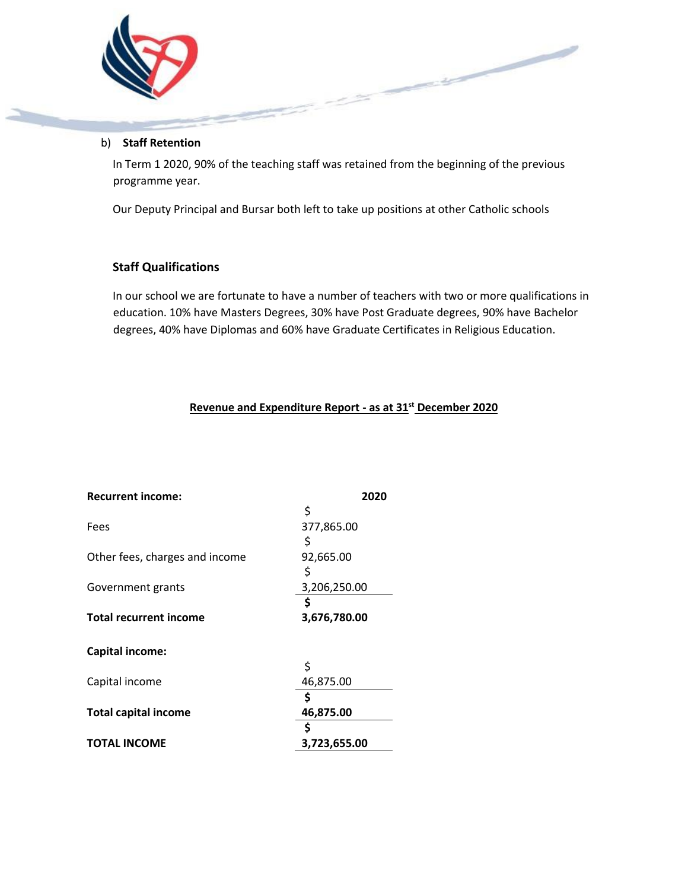b) **Staff Retention**

In Term 1 2020, 90% of the teaching staff was retained from the beginning of the previous programme year.

Our Deputy Principal and Bursar both left to take up positions at other Catholic schools

### Staff Qualifications

In our school we are fortunate to have a number of teachers with two or more qualifications in education. 10% have Masters Degrees, 30% have Post Graduate degrees, 90% have Bachelor degrees, 40% have Diplomas and 60% have Graduate Certificates in Religious Education.

**Revenue and Expenditure Report - as at 31st December 2020**

| **Recurrent income:** | **2020** |
|---|---|
| Fees | $ 377,865.00 |
| Other fees, charges and income | $ 92,665.00 |
| Government grants | $ 3,206,250.00 |
| **Total recurrent income** | **$ 3,676,780.00** |
| | |
| **Capital income:** | |
| Capital income | $ 46,875.00 |
| **Total capital income** | **$ 46,875.00** |
| **TOTAL INCOME** | **$ 3,723,655.00** |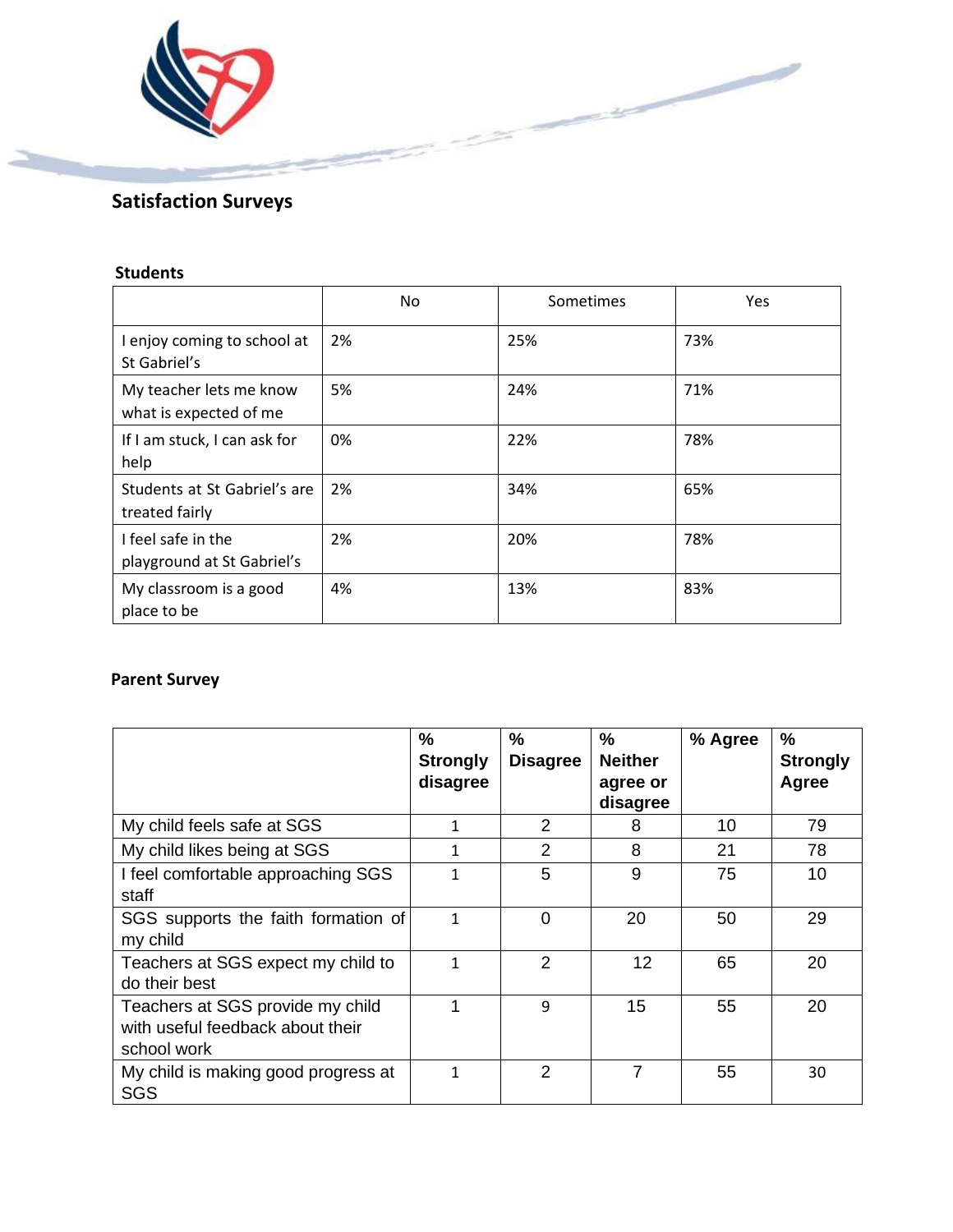## Satisfaction Surveys

### Students

| | No | Sometimes | Yes |
|---|---|---|---|
| I enjoy coming to school at St Gabriel's | 2% | 25% | 73% |
| My teacher lets me know what is expected of me | 5% | 24% | 71% |
| If I am stuck, I can ask for help | 0% | 22% | 78% |
| Students at St Gabriel's are treated fairly | 2% | 34% | 65% |
| I feel safe in the playground at St Gabriel's | 2% | 20% | 78% |
| My classroom is a good place to be | 4% | 13% | 83% |

### Parent Survey

| | % Strongly disagree | % Disagree | % Neither agree or disagree | % Agree | % Strongly Agree |
|---|---|---|---|---|---|
| My child feels safe at SGS | 1 | 2 | 8 | 10 | 79 |
| My child likes being at SGS | 1 | 2 | 8 | 21 | 78 |
| I feel comfortable approaching SGS staff | 1 | 5 | 9 | 75 | 10 |
| SGS supports the faith formation of my child | 1 | 0 | 20 | 50 | 29 |
| Teachers at SGS expect my child to do their best | 1 | 2 | 12 | 65 | 20 |
| Teachers at SGS provide my child with useful feedback about their school work | 1 | 9 | 15 | 55 | 20 |
| My child is making good progress at SGS | 1 | 2 | 7 | 55 | 30 |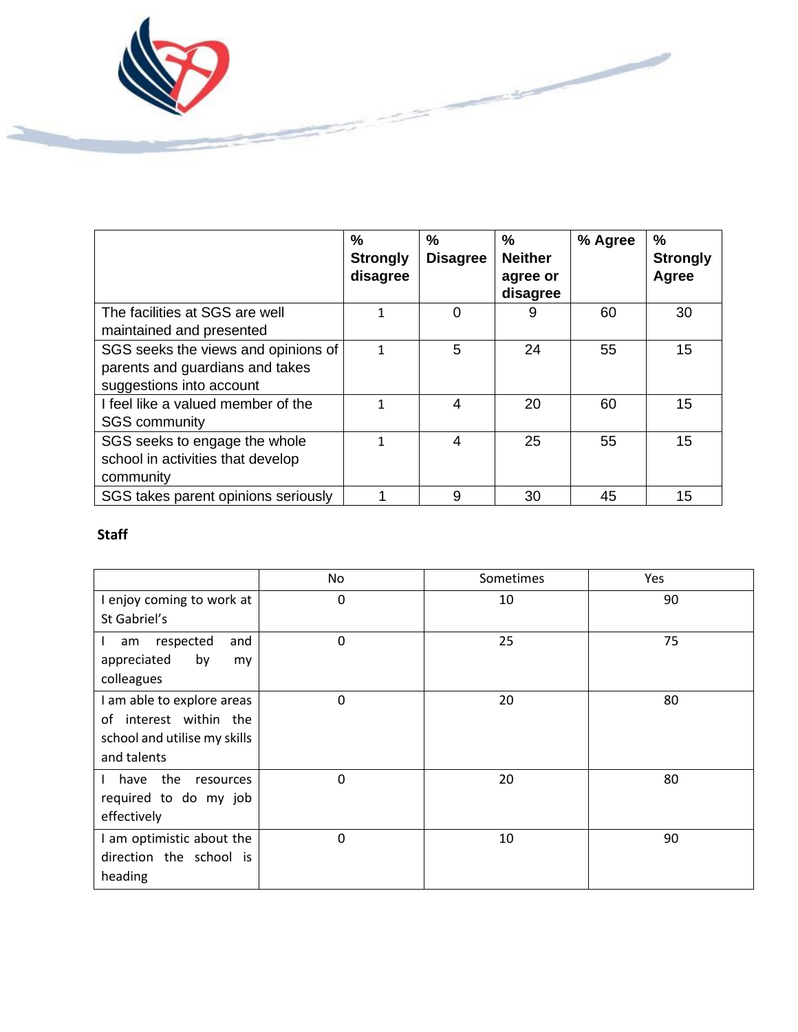| | % Strongly disagree | % Disagree | % Neither agree or disagree | % Agree | % Strongly Agree |
|---|---|---|---|---|---|
| The facilities at SGS are well maintained and presented | 1 | 0 | 9 | 60 | 30 |
| SGS seeks the views and opinions of parents and guardians and takes suggestions into account | 1 | 5 | 24 | 55 | 15 |
| I feel like a valued member of the SGS community | 1 | 4 | 20 | 60 | 15 |
| SGS seeks to engage the whole school in activities that develop community | 1 | 4 | 25 | 55 | 15 |
| SGS takes parent opinions seriously | 1 | 9 | 30 | 45 | 15 |

**Staff**

| | No | Sometimes | Yes |
|---|---|---|---|
| I enjoy coming to work at St Gabriel's | 0 | 10 | 90 |
| I am respected and appreciated by my colleagues | 0 | 25 | 75 |
| I am able to explore areas of interest within the school and utilise my skills and talents | 0 | 20 | 80 |
| I have the resources required to do my job effectively | 0 | 20 | 80 |
| I am optimistic about the direction the school is heading | 0 | 10 | 90 |